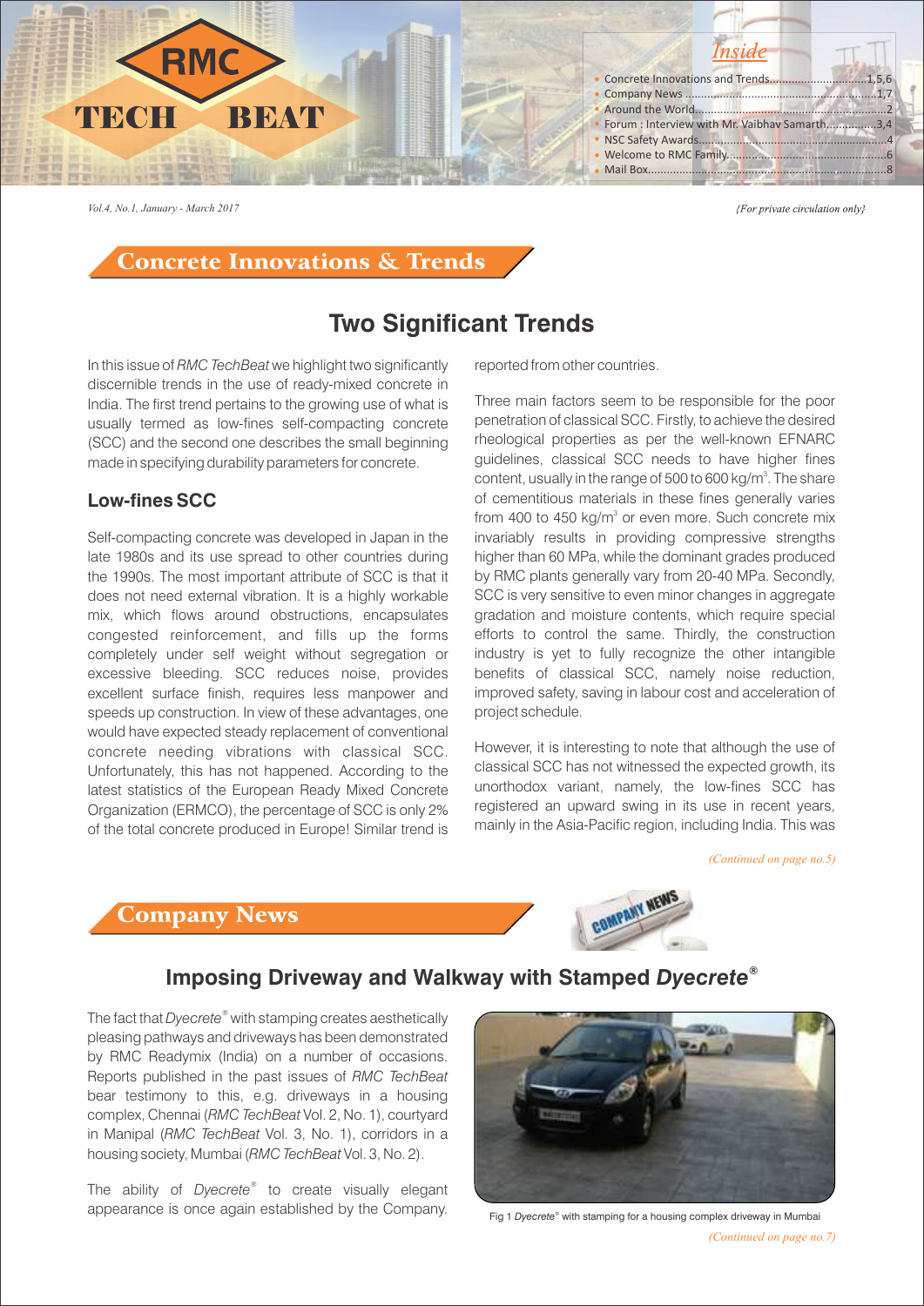# RMC TECH BEAT

*Inside*

- Concrete Innovations and Trends..............................1,5,6
- Company News ..........................................................1,7
- Around the World.........................................................2
- Forum : Interview with Mr. Vaibhav Samarth...............3,4
- NSC Safety Awards.........................................................4
- Welcome to RMC Family................................................6
- Mail Box.........................................................................8

*Vol.4, No.1, January - March 2017*

*{For private circulation only}*

## Concrete Innovations & Trends

### Two Significant Trends

In this issue of *RMC TechBeat* we highlight two significantly discernible trends in the use of ready-mixed concrete in India. The first trend pertains to the growing use of what is usually termed as low-fines self-compacting concrete (SCC) and the second one describes the small beginning made in specifying durability parameters for concrete.

#### Low-fines SCC

Self-compacting concrete was developed in Japan in the late 1980s and its use spread to other countries during the 1990s. The most important attribute of SCC is that it does not need external vibration. It is a highly workable mix, which flows around obstructions, encapsulates congested reinforcement, and fills up the forms completely under self weight without segregation or excessive bleeding. SCC reduces noise, provides excellent surface finish, requires less manpower and speeds up construction. In view of these advantages, one would have expected steady replacement of conventional concrete needing vibrations with classical SCC. Unfortunately, this has not happened. According to the latest statistics of the European Ready Mixed Concrete Organization (ERMCO), the percentage of SCC is only 2% of the total concrete produced in Europe! Similar trend is reported from other countries.

Three main factors seem to be responsible for the poor penetration of classical SCC. Firstly, to achieve the desired rheological properties as per the well-known EFNARC guidelines, classical SCC needs to have higher fines content, usually in the range of 500 to 600 kg/m$^3$. The share of cementitious materials in these fines generally varies from 400 to 450 kg/m$^3$ or even more. Such concrete mix invariably results in providing compressive strengths higher than 60 MPa, while the dominant grades produced by RMC plants generally vary from 20-40 MPa. Secondly, SCC is very sensitive to even minor changes in aggregate gradation and moisture contents, which require special efforts to control the same. Thirdly, the construction industry is yet to fully recognize the other intangible benefits of classical SCC, namely noise reduction, improved safety, saving in labour cost and acceleration of project schedule.

However, it is interesting to note that although the use of classical SCC has not witnessed the expected growth, its unorthodox variant, namely, the low-fines SCC has registered an upward swing in its use in recent years, mainly in the Asia-Pacific region, including India. This was

*(Continued on page no.5)*

## Company News

### Imposing Driveway and Walkway with Stamped *Dyecrete*®

The fact that *Dyecrete*® with stamping creates aesthetically pleasing pathways and driveways has been demonstrated by RMC Readymix (India) on a number of occasions. Reports published in the past issues of *RMC TechBeat* bear testimony to this, e.g. driveways in a housing complex, Chennai (*RMC TechBeat* Vol. 2, No. 1), courtyard in Manipal (*RMC TechBeat* Vol. 3, No. 1), corridors in a housing society, Mumbai (*RMC TechBeat* Vol. 3, No. 2).

The ability of *Dyecrete*® to create visually elegant appearance is once again established by the Company.

Fig 1 *Dyecrete*® with stamping for a housing complex driveway in Mumbai

*(Continued on page no.7)*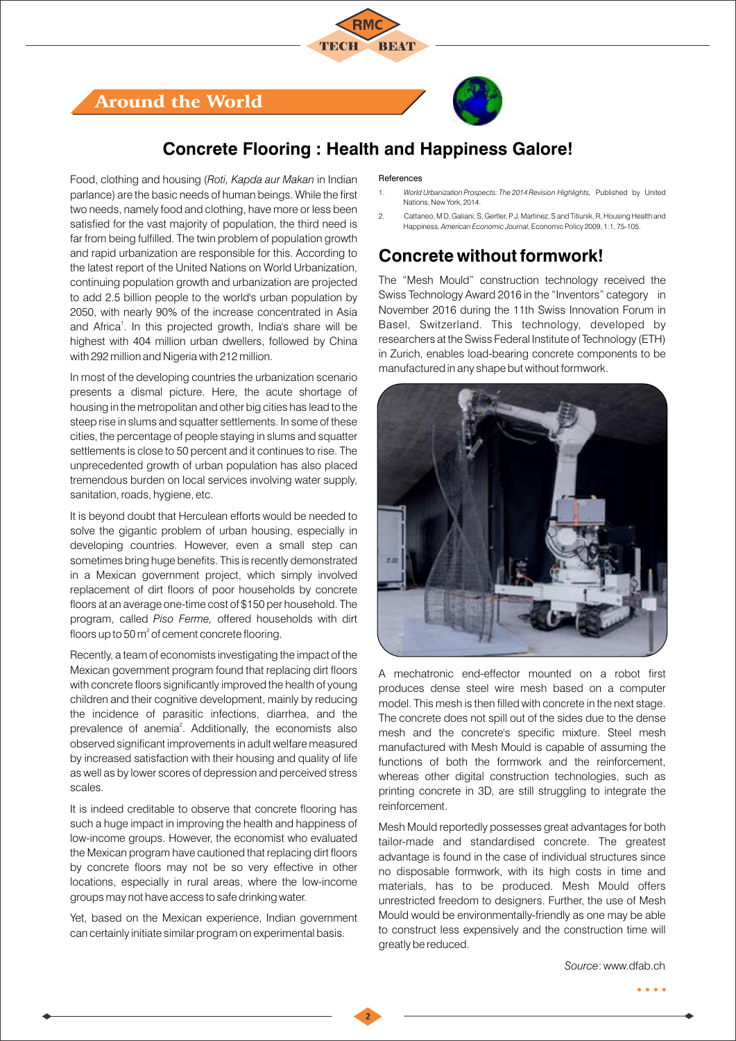## Around the World

# Concrete Flooring : Health and Happiness Galore!

Food, clothing and housing (*Roti, Kapda aur Makan* in Indian parlance) are the basic needs of human beings. While the first two needs, namely food and clothing, have more or less been satisfied for the vast majority of population, the third need is far from being fulfilled. The twin problem of population growth and rapid urbanization are responsible for this. According to the latest report of the United Nations on World Urbanization, continuing population growth and urbanization are projected to add 2.5 billion people to the world's urban population by 2050, with nearly 90% of the increase concentrated in Asia and Africa[1]. In this projected growth, India's share will be highest with 404 million urban dwellers, followed by China with 292 million and Nigeria with 212 million.

In most of the developing countries the urbanization scenario presents a dismal picture. Here, the acute shortage of housing in the metropolitan and other big cities has lead to the steep rise in slums and squatter settlements. In some of these cities, the percentage of people staying in slums and squatter settlements is close to 50 percent and it continues to rise. The unprecedented growth of urban population has also placed tremendous burden on local services involving water supply, sanitation, roads, hygiene, etc.

It is beyond doubt that Herculean efforts would be needed to solve the gigantic problem of urban housing, especially in developing countries. However, even a small step can sometimes bring huge benefits. This is recently demonstrated in a Mexican government project, which simply involved replacement of dirt floors of poor households by concrete floors at an average one-time cost of $150 per household. The program, called *Piso Ferme,* offered households with dirt floors up to 50 $m^2$ of cement concrete flooring.

Recently, a team of economists investigating the impact of the Mexican government program found that replacing dirt floors with concrete floors significantly improved the health of young children and their cognitive development, mainly by reducing the incidence of parasitic infections, diarrhea, and the prevalence of anemia[2]. Additionally, the economists also observed significant improvements in adult welfare measured by increased satisfaction with their housing and quality of life as well as by lower scores of depression and perceived stress scales.

It is indeed creditable to observe that concrete flooring has such a huge impact in improving the health and happiness of low-income groups. However, the economist who evaluated the Mexican program have cautioned that replacing dirt floors by concrete floors may not be so very effective in other locations, especially in rural areas, where the low-income groups may not have access to safe drinking water.

Yet, based on the Mexican experience, Indian government can certainly initiate similar program on experimental basis.

References

1. *World Urbanization Prospects: The 2014 Revision Highlights,* Published by United Nations, New York, 2014.
2. Cattaneo, M D, Galiani, S, Gertler, P J, Martinez, S and Titiunik, R, Housing Health and Happiness, *American Economic Journal,* Economic Policy 2009, 1:1, 75-105.

# Concrete without formwork!

The "Mesh Mould" construction technology received the Swiss Technology Award 2016 in the "Inventors" category in November 2016 during the 11th Swiss Innovation Forum in Basel, Switzerland. This technology, developed by researchers at the Swiss Federal Institute of Technology (ETH) in Zurich, enables load-bearing concrete components to be manufactured in any shape but without formwork.

A mechatronic end-effector mounted on a robot first produces dense steel wire mesh based on a computer model. This mesh is then filled with concrete in the next stage. The concrete does not spill out of the sides due to the dense mesh and the concrete's specific mixture. Steel mesh manufactured with Mesh Mould is capable of assuming the functions of both the formwork and the reinforcement, whereas other digital construction technologies, such as printing concrete in 3D, are still struggling to integrate the reinforcement.

Mesh Mould reportedly possesses great advantages for both tailor-made and standardised concrete. The greatest advantage is found in the case of individual structures since no disposable formwork, with its high costs in time and materials, has to be produced. Mesh Mould offers unrestricted freedom to designers. Further, the use of Mesh Mould would be environmentally-friendly as one may be able to construct less expensively and the construction time will greatly be reduced.

*Source*: www.dfab.ch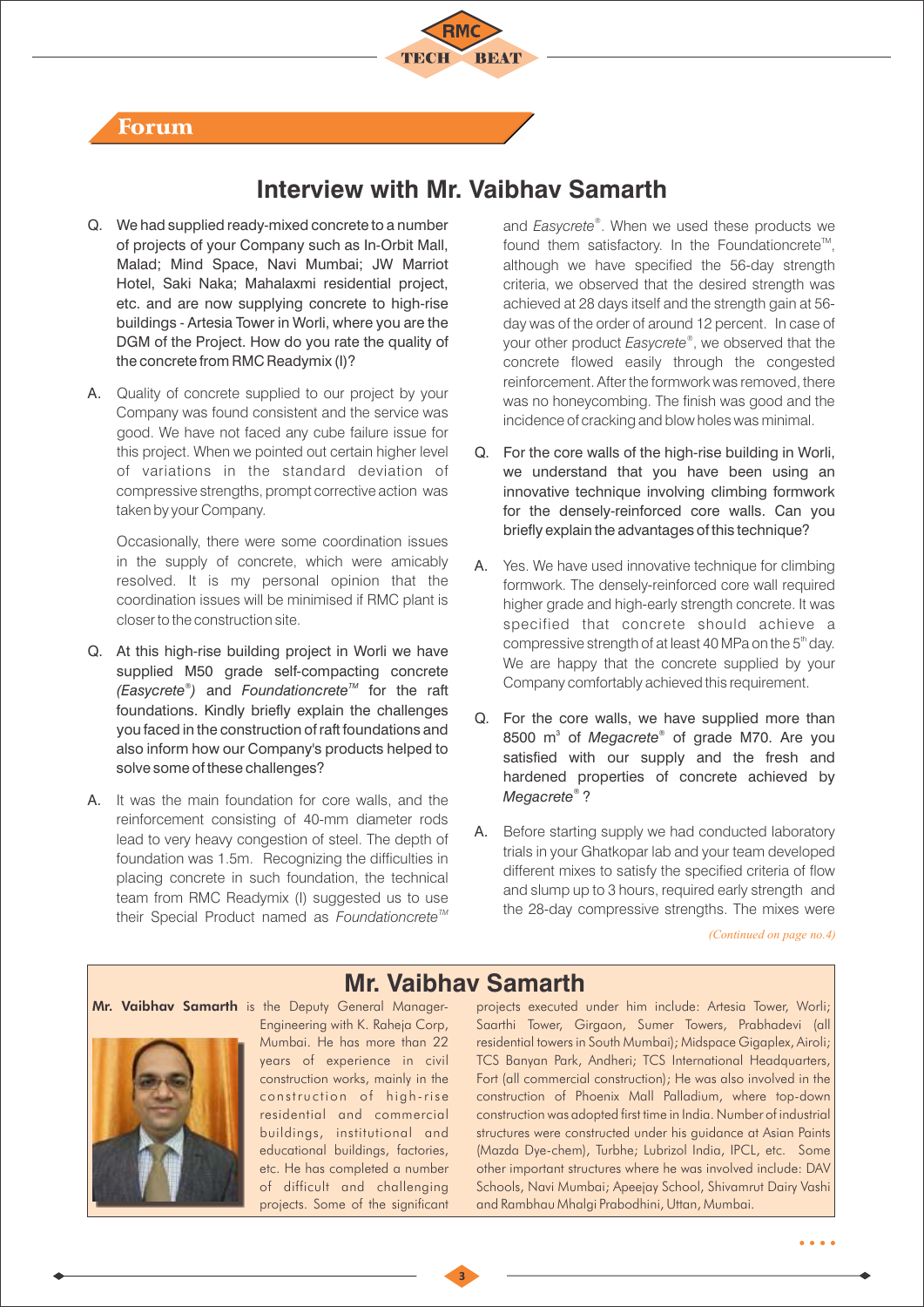## Forum

# Interview with Mr. Vaibhav Samarth

Q. We had supplied ready-mixed concrete to a number of projects of your Company such as In-Orbit Mall, Malad; Mind Space, Navi Mumbai; JW Marriot Hotel, Saki Naka; Mahalaxmi residential project, etc. and are now supplying concrete to high-rise buildings - Artesia Tower in Worli, where you are the DGM of the Project. How do you rate the quality of the concrete from RMC Readymix (I)?

A. Quality of concrete supplied to our project by your Company was found consistent and the service was good. We have not faced any cube failure issue for this project. When we pointed out certain higher level of variations in the standard deviation of compressive strengths, prompt corrective action was taken by your Company.

Occasionally, there were some coordination issues in the supply of concrete, which were amicably resolved. It is my personal opinion that the coordination issues will be minimised if RMC plant is closer to the construction site.

Q. At this high-rise building project in Worli we have supplied M50 grade self-compacting concrete *(Easycrete®)* and *Foundationcrete™* for the raft foundations. Kindly briefly explain the challenges you faced in the construction of raft foundations and also inform how our Company's products helped to solve some of these challenges?

A. It was the main foundation for core walls, and the reinforcement consisting of 40-mm diameter rods lead to very heavy congestion of steel. The depth of foundation was 1.5m. Recognizing the difficulties in placing concrete in such foundation, the technical team from RMC Readymix (I) suggested us to use their Special Product named as *Foundationcrete™* and *Easycrete®*. When we used these products we found them satisfactory. In the Foundationcrete™, although we have specified the 56-day strength criteria, we observed that the desired strength was achieved at 28 days itself and the strength gain at 56-day was of the order of around 12 percent. In case of your other product *Easycrete®*, we observed that the concrete flowed easily through the congested reinforcement. After the formwork was removed, there was no honeycombing. The finish was good and the incidence of cracking and blow holes was minimal.

Q. For the core walls of the high-rise building in Worli, we understand that you have been using an innovative technique involving climbing formwork for the densely-reinforced core walls. Can you briefly explain the advantages of this technique?

A. Yes. We have used innovative technique for climbing formwork. The densely-reinforced core wall required higher grade and high-early strength concrete. It was specified that concrete should achieve a compressive strength of at least 40 MPa on the 5th day. We are happy that the concrete supplied by your Company comfortably achieved this requirement.

Q. For the core walls, we have supplied more than 8500 $m^3$ of *Megacrete®* of grade M70. Are you satisfied with our supply and the fresh and hardened properties of concrete achieved by *Megacrete®*?

A. Before starting supply we had conducted laboratory trials in your Ghatkopar lab and your team developed different mixes to satisfy the specified criteria of flow and slump up to 3 hours, required early strength and the 28-day compressive strengths. The mixes were

*(Continued on page no.4)*

## Mr. Vaibhav Samarth

**Mr. Vaibhav Samarth** is the Deputy General Manager-Engineering with K. Raheja Corp, Mumbai. He has more than 22 years of experience in civil construction works, mainly in the construction of high-rise residential and commercial buildings, institutional and educational buildings, factories, etc. He has completed a number of difficult and challenging projects. Some of the significant projects executed under him include: Artesia Tower, Worli; Saarthi Tower, Girgaon, Sumer Towers, Prabhadevi (all residential towers in South Mumbai); Midspace Gigaplex, Airoli; TCS Banyan Park, Andheri; TCS International Headquarters, Fort (all commercial construction); He was also involved in the construction of Phoenix Mall Palladium, where top-down construction was adopted first time in India. Number of industrial structures were constructed under his guidance at Asian Paints (Mazda Dye-chem), Turbhe; Lubrizol India, IPCL, etc. Some other important structures where he was involved include: DAV Schools, Navi Mumbai; Apeejay School, Shivamrut Dairy Vashi and Rambhau Mhalgi Prabodhini, Uttan, Mumbai.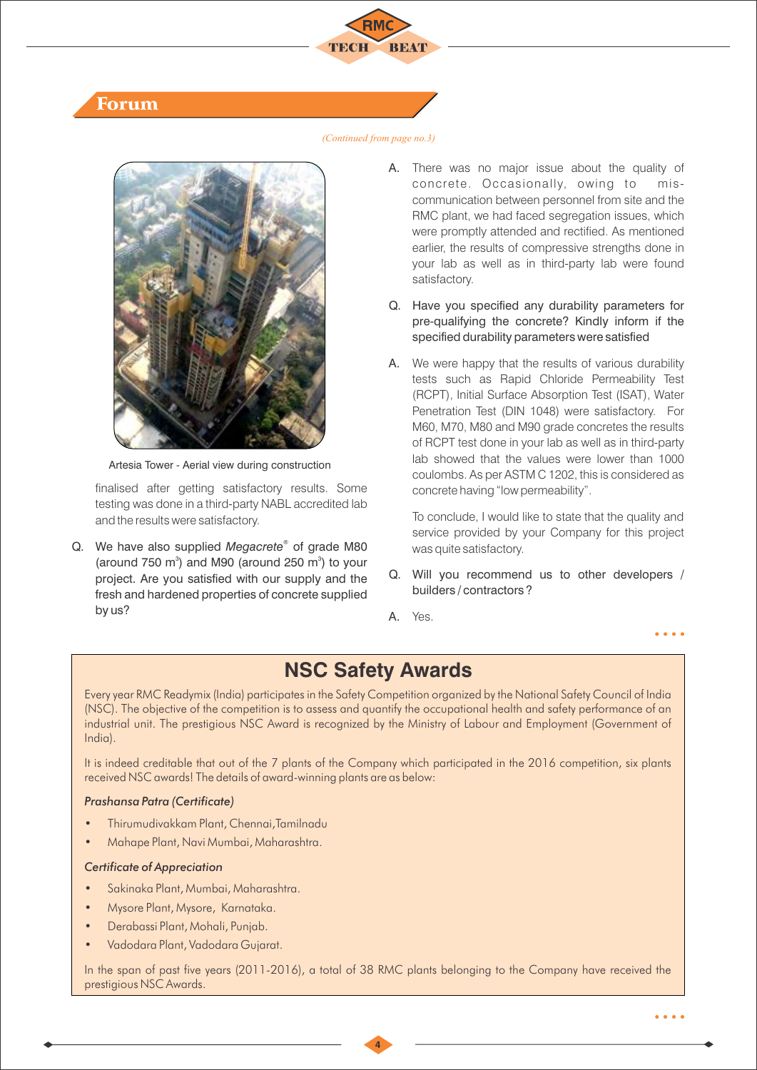## Forum

*(Continued from page no.3)*

Artesia Tower - Aerial view during construction

finalised after getting satisfactory results. Some testing was done in a third-party NABL accredited lab and the results were satisfactory.

Q. We have also supplied *Megacrete*® of grade M80 (around 750 $m^3$) and M90 (around 250 $m^3$) to your project. Are you satisfied with our supply and the fresh and hardened properties of concrete supplied by us?

A. There was no major issue about the quality of concrete. Occasionally, owing to mis-communication between personnel from site and the RMC plant, we had faced segregation issues, which were promptly attended and rectified. As mentioned earlier, the results of compressive strengths done in your lab as well as in third-party lab were found satisfactory.

Q. Have you specified any durability parameters for pre-qualifying the concrete? Kindly inform if the specified durability parameters were satisfied

A. We were happy that the results of various durability tests such as Rapid Chloride Permeability Test (RCPT), Initial Surface Absorption Test (ISAT), Water Penetration Test (DIN 1048) were satisfactory. For M60, M70, M80 and M90 grade concretes the results of RCPT test done in your lab as well as in third-party lab showed that the values were lower than 1000 coulombs. As per ASTM C 1202, this is considered as concrete having "low permeability".

To conclude, I would like to state that the quality and service provided by your Company for this project was quite satisfactory.

Q. Will you recommend us to other developers / builders / contractors ?

A. Yes.

## NSC Safety Awards

Every year RMC Readymix (India) participates in the Safety Competition organized by the National Safety Council of India (NSC). The objective of the competition is to assess and quantify the occupational health and safety performance of an industrial unit. The prestigious NSC Award is recognized by the Ministry of Labour and Employment (Government of India).

It is indeed creditable that out of the 7 plants of the Company which participated in the 2016 competition, six plants received NSC awards! The details of award-winning plants are as below:

*Prashansa Patra (Certificate)*

- Thirumudivakkam Plant, Chennai,Tamilnadu
- Mahape Plant, Navi Mumbai, Maharashtra.

*Certificate of Appreciation*

- Sakinaka Plant, Mumbai, Maharashtra.
- Mysore Plant, Mysore, Karnataka.
- Derabassi Plant, Mohali, Punjab.
- Vadodara Plant, Vadodara Gujarat.

In the span of past five years (2011-2016), a total of 38 RMC plants belonging to the Company have received the prestigious NSC Awards.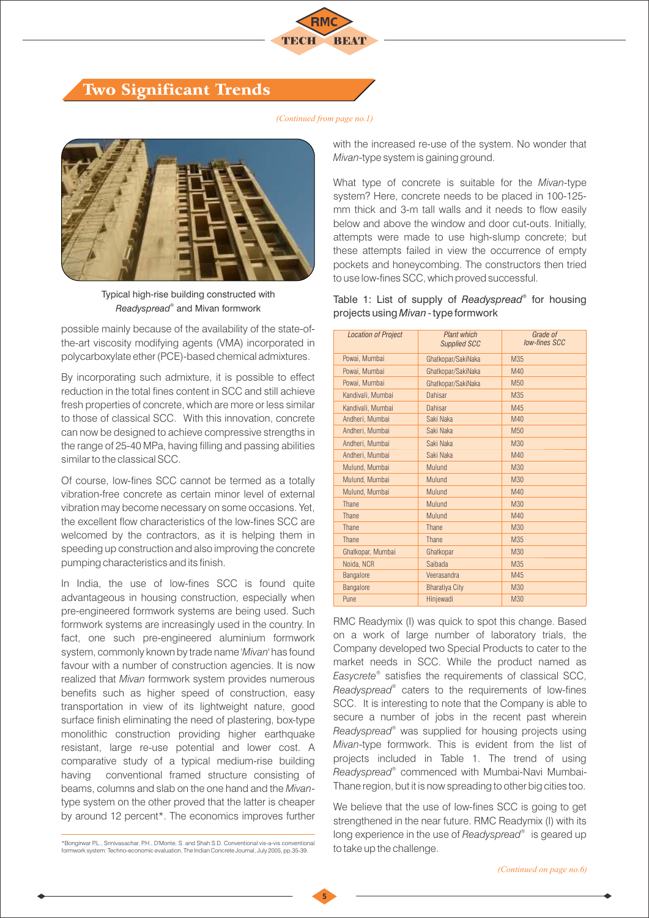## Two Significant Trends

*(Continued from page no.1)*

Typical high-rise building constructed with *Readyspread*® and Mivan formwork

possible mainly because of the availability of the state-of-the-art viscosity modifying agents (VMA) incorporated in polycarboxylate ether (PCE)-based chemical admixtures.

By incorporating such admixture, it is possible to effect reduction in the total fines content in SCC and still achieve fresh properties of concrete, which are more or less similar to those of classical SCC. With this innovation, concrete can now be designed to achieve compressive strengths in the range of 25-40 MPa, having filling and passing abilities similar to the classical SCC.

Of course, low-fines SCC cannot be termed as a totally vibration-free concrete as certain minor level of external vibration may become necessary on some occasions. Yet, the excellent flow characteristics of the low-fines SCC are welcomed by the contractors, as it is helping them in speeding up construction and also improving the concrete pumping characteristics and its finish.

In India, the use of low-fines SCC is found quite advantageous in housing construction, especially when pre-engineered formwork systems are being used. Such formwork systems are increasingly used in the country. In fact, one such pre-engineered aluminium formwork system, commonly known by trade name '*Mivan*' has found favour with a number of construction agencies. It is now realized that *Mivan* formwork system provides numerous benefits such as higher speed of construction, easy transportation in view of its lightweight nature, good surface finish eliminating the need of plastering, box-type monolithic construction providing higher earthquake resistant, large re-use potential and lower cost. A comparative study of a typical medium-rise building having conventional framed structure consisting of beams, columns and slab on the one hand and the *Mivan*-type system on the other proved that the latter is cheaper by around 12 percent*. The economics improves further with the increased re-use of the system. No wonder that *Mivan*-type system is gaining ground.

What type of concrete is suitable for the *Mivan*-type system? Here, concrete needs to be placed in 100-125-mm thick and 3-m tall walls and it needs to flow easily below and above the window and door cut-outs. Initially, attempts were made to use high-slump concrete; but these attempts failed in view the occurrence of empty pockets and honeycombing. The constructors then tried to use low-fines SCC, which proved successful.

Table 1: List of supply of *Readyspread*® for housing projects using *Mivan* - type formwork

| Location of Project | Plant which Supplied SCC | Grade of low-fines SCC |
|---|---|---|
| Powai, Mumbai | Ghatkopar/SakiNaka | M35 |
| Powai, Mumbai | Ghatkopar/SakiNaka | M40 |
| Powai, Mumbai | Ghatkopar/SakiNaka | M50 |
| Kandivali, Mumbai | Dahisar | M35 |
| Kandivali, Mumbai | Dahisar | M45 |
| Andheri, Mumbai | Saki Naka | M40 |
| Andheri, Mumbai | Saki Naka | M50 |
| Andheri, Mumbai | Saki Naka | M30 |
| Andheri, Mumbai | Saki Naka | M40 |
| Mulund, Mumbai | Mulund | M30 |
| Mulund, Mumbai | Mulund | M30 |
| Mulund, Mumbai | Mulund | M40 |
| Thane | Mulund | M30 |
| Thane | Mulund | M40 |
| Thane | Thane | M30 |
| Thane | Thane | M35 |
| Ghatkopar, Mumbai | Ghatkopar | M30 |
| Noida, NCR | Saibada | M35 |
| Bangalore | Veerasandra | M45 |
| Bangalore | Bharatiya City | M30 |
| Pune | Hinjewadi | M30 |

RMC Readymix (I) was quick to spot this change. Based on a work of large number of laboratory trials, the Company developed two Special Products to cater to the market needs in SCC. While the product named as *Easycrete*® satisfies the requirements of classical SCC, *Readyspread*® caters to the requirements of low-fines SCC. It is interesting to note that the Company is able to secure a number of jobs in the recent past wherein *Readyspread*® was supplied for housing projects using *Mivan*-type formwork. This is evident from the list of projects included in Table 1. The trend of using *Readyspread*® commenced with Mumbai-Navi Mumbai-Thane region, but it is now spreading to other big cities too.

We believe that the use of low-fines SCC is going to get strengthened in the near future. RMC Readymix (I) with its long experience in the use of *Readyspread*® is geared up to take up the challenge.

*(Continued on page no.6)*

*Bongirwar P.L., Srinivasachar, P.H., D'Monte, S. and Shah S.D. Conventional vis-a-vis conventional formwork system: Techno-economic evaluation, The Indian Concrete Journal, July 2005, pp.35-39.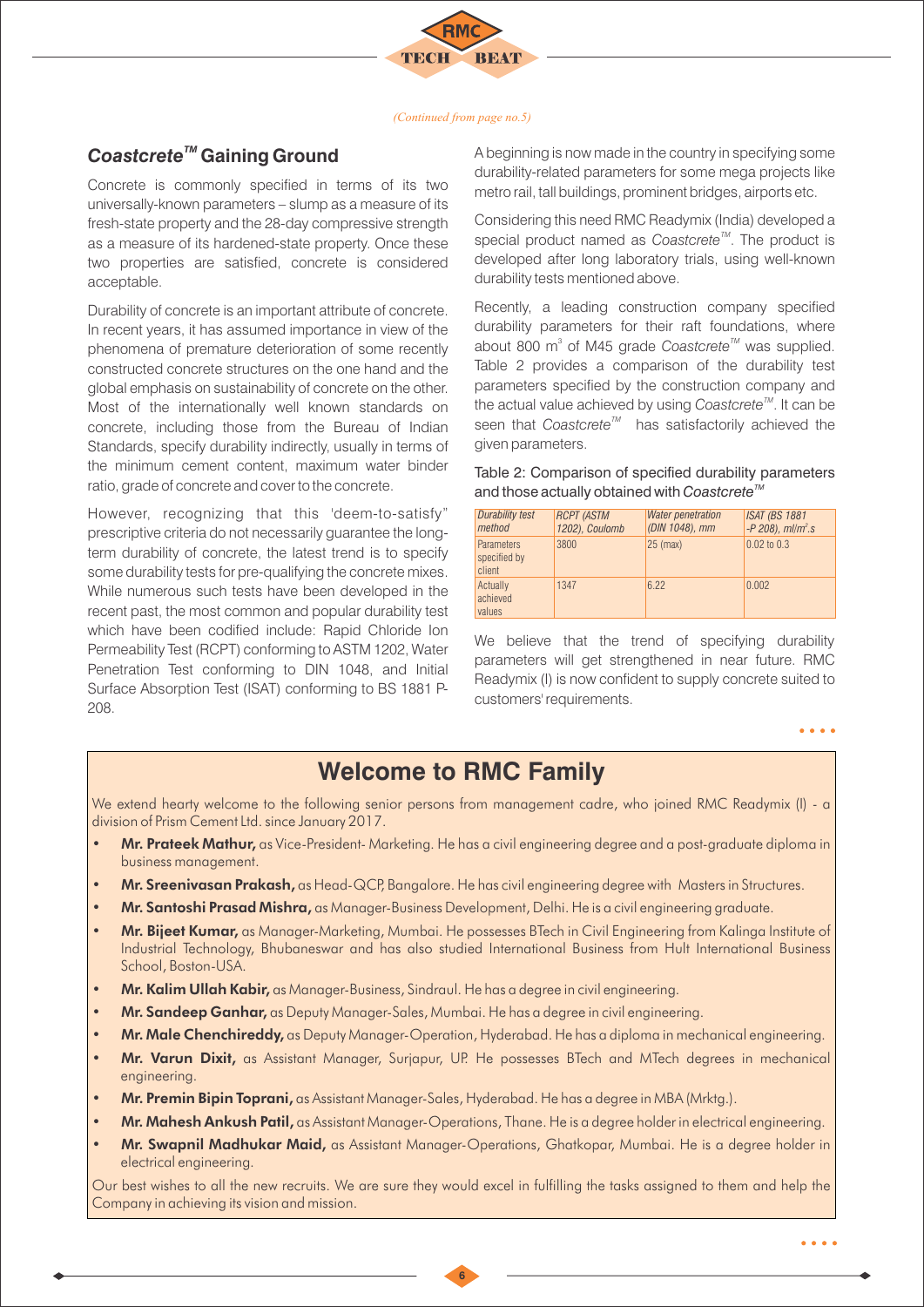*(Continued from page no.5)*

## *Coastcrete™* Gaining Ground

Concrete is commonly specified in terms of its two universally-known parameters – slump as a measure of its fresh-state property and the 28-day compressive strength as a measure of its hardened-state property. Once these two properties are satisfied, concrete is considered acceptable.

Durability of concrete is an important attribute of concrete. In recent years, it has assumed importance in view of the phenomena of premature deterioration of some recently constructed concrete structures on the one hand and the global emphasis on sustainability of concrete on the other. Most of the internationally well known standards on concrete, including those from the Bureau of Indian Standards, specify durability indirectly, usually in terms of the minimum cement content, maximum water binder ratio, grade of concrete and cover to the concrete.

However, recognizing that this 'deem-to-satisfy" prescriptive criteria do not necessarily guarantee the long-term durability of concrete, the latest trend is to specify some durability tests for pre-qualifying the concrete mixes. While numerous such tests have been developed in the recent past, the most common and popular durability test which have been codified include: Rapid Chloride Ion Permeability Test (RCPT) conforming to ASTM 1202, Water Penetration Test conforming to DIN 1048, and Initial Surface Absorption Test (ISAT) conforming to BS 1881 P-208.

A beginning is now made in the country in specifying some durability-related parameters for some mega projects like metro rail, tall buildings, prominent bridges, airports etc.

Considering this need RMC Readymix (India) developed a special product named as *Coastcrete™*. The product is developed after long laboratory trials, using well-known durability tests mentioned above.

Recently, a leading construction company specified durability parameters for their raft foundations, where about 800 $m^3$ of M45 grade *Coastcrete™* was supplied. Table 2 provides a comparison of the durability test parameters specified by the construction company and the actual value achieved by using *Coastcrete™*. It can be seen that *Coastcrete™* has satisfactorily achieved the given parameters.

Table 2: Comparison of specified durability parameters and those actually obtained with *Coastcrete™*

| *Durability test method* | *RCPT (ASTM 1202), Coulomb* | *Water penetration (DIN 1048), mm* | *ISAT (BS 1881 -P 208), ml/m²·s* |
|---|---|---|---|
| Parameters specified by client | 3800 | 25 (max) | 0.02 to 0.3 |
| Actually achieved values | 1347 | 6.22 | 0.002 |

We believe that the trend of specifying durability parameters will get strengthened in near future. RMC Readymix (I) is now confident to supply concrete suited to customers' requirements.

## Welcome to RMC Family

We extend hearty welcome to the following senior persons from management cadre, who joined RMC Readymix (I) - a division of Prism Cement Ltd. since January 2017.

- **Mr. Prateek Mathur,** as Vice-President- Marketing. He has a civil engineering degree and a post-graduate diploma in business management.
- **Mr. Sreenivasan Prakash,** as Head-QCP, Bangalore. He has civil engineering degree with Masters in Structures.
- **Mr. Santoshi Prasad Mishra,** as Manager-Business Development, Delhi. He is a civil engineering graduate.
- **Mr. Bijeet Kumar,** as Manager-Marketing, Mumbai. He possesses BTech in Civil Engineering from Kalinga Institute of Industrial Technology, Bhubaneswar and has also studied International Business from Hult International Business School, Boston-USA.
- **Mr. Kalim Ullah Kabir,** as Manager-Business, Sindraul. He has a degree in civil engineering.
- **Mr. Sandeep Ganhar,** as Deputy Manager-Sales, Mumbai. He has a degree in civil engineering.
- **Mr. Male Chenchireddy,** as Deputy Manager-Operation, Hyderabad. He has a diploma in mechanical engineering.
- **Mr. Varun Dixit,** as Assistant Manager, Surjapur, UP. He possesses BTech and MTech degrees in mechanical engineering.
- **Mr. Premin Bipin Toprani,** as Assistant Manager-Sales, Hyderabad. He has a degree in MBA (Mrktg.).
- **Mr. Mahesh Ankush Patil,** as Assistant Manager-Operations, Thane. He is a degree holder in electrical engineering.
- **Mr. Swapnil Madhukar Maid,** as Assistant Manager-Operations, Ghatkopar, Mumbai. He is a degree holder in electrical engineering.

Our best wishes to all the new recruits. We are sure they would excel in fulfilling the tasks assigned to them and help the Company in achieving its vision and mission.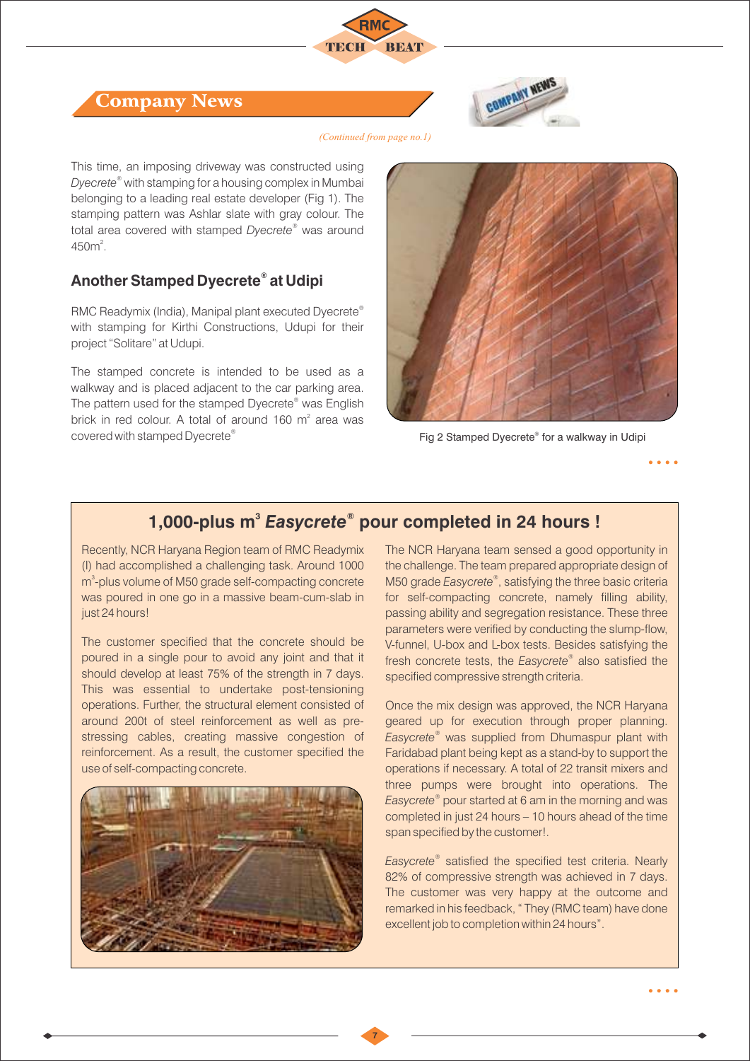## Company News

*(Continued from page no.1)*

This time, an imposing driveway was constructed using *Dyecrete*® with stamping for a housing complex in Mumbai belonging to a leading real estate developer (Fig 1). The stamping pattern was Ashlar slate with gray colour. The total area covered with stamped *Dyecrete*® was around 450m$^2$.

### Another Stamped Dyecrete® at Udipi

RMC Readymix (India), Manipal plant executed Dyecrete® with stamping for Kirthi Constructions, Udupi for their project "Solitare" at Udupi.

The stamped concrete is intended to be used as a walkway and is placed adjacent to the car parking area. The pattern used for the stamped Dyecrete® was English brick in red colour. A total of around 160 m$^2$ area was covered with stamped Dyecrete®

Fig 2 Stamped Dyecrete® for a walkway in Udipi

## 1,000-plus m$^3$ *Easycrete*® pour completed in 24 hours !

Recently, NCR Haryana Region team of RMC Readymix (I) had accomplished a challenging task. Around 1000 m$^3$-plus volume of M50 grade self-compacting concrete was poured in one go in a massive beam-cum-slab in just 24 hours!

The customer specified that the concrete should be poured in a single pour to avoid any joint and that it should develop at least 75% of the strength in 7 days. This was essential to undertake post-tensioning operations. Further, the structural element consisted of around 200t of steel reinforcement as well as pre-stressing cables, creating massive congestion of reinforcement. As a result, the customer specified the use of self-compacting concrete.

The NCR Haryana team sensed a good opportunity in the challenge. The team prepared appropriate design of M50 grade *Easycrete*®, satisfying the three basic criteria for self-compacting concrete, namely filling ability, passing ability and segregation resistance. These three parameters were verified by conducting the slump-flow, V-funnel, U-box and L-box tests. Besides satisfying the fresh concrete tests, the *Easycrete*® also satisfied the specified compressive strength criteria.

Once the mix design was approved, the NCR Haryana geared up for execution through proper planning. *Easycrete*® was supplied from Dhumaspur plant with Faridabad plant being kept as a stand-by to support the operations if necessary. A total of 22 transit mixers and three pumps were brought into operations. The *Easycrete*® pour started at 6 am in the morning and was completed in just 24 hours – 10 hours ahead of the time span specified by the customer!.

*Easycrete*® satisfied the specified test criteria. Nearly 82% of compressive strength was achieved in 7 days. The customer was very happy at the outcome and remarked in his feedback, " They (RMC team) have done excellent job to completion within 24 hours".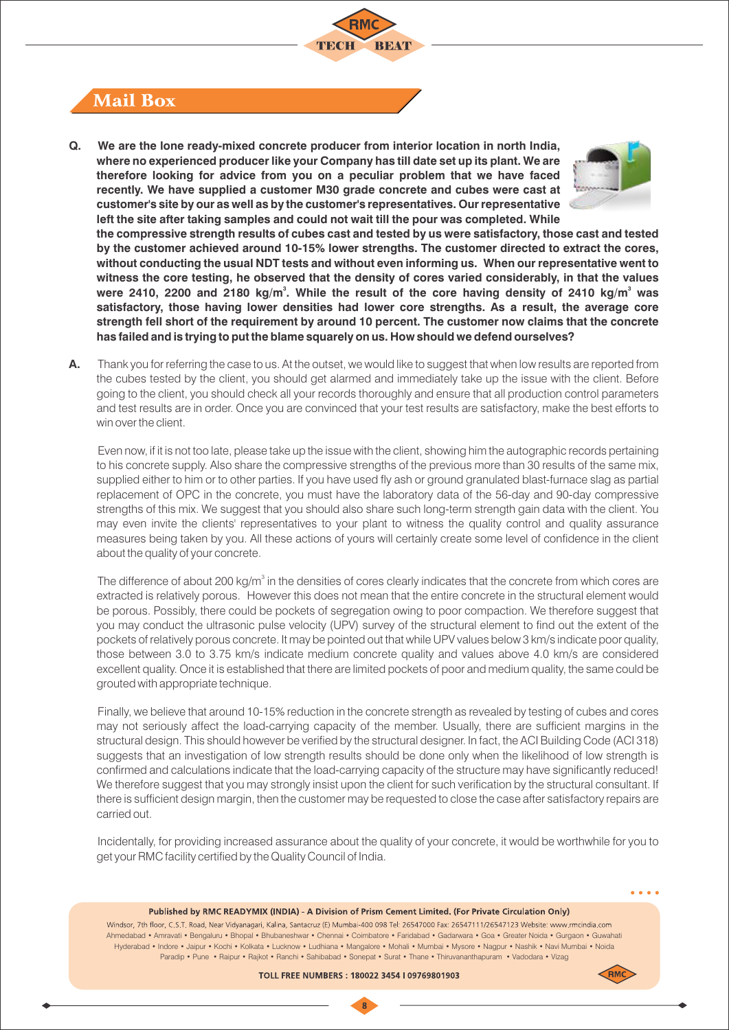## Mail Box

**Q. We are the lone ready-mixed concrete producer from interior location in north India, where no experienced producer like your Company has till date set up its plant. We are therefore looking for advice from you on a peculiar problem that we have faced recently. We have supplied a customer M30 grade concrete and cubes were cast at customer's site by our as well as by the customer's representatives. Our representative left the site after taking samples and could not wait till the pour was completed. While the compressive strength results of cubes cast and tested by us were satisfactory, those cast and tested by the customer achieved around 10-15% lower strengths. The customer directed to extract the cores, without conducting the usual NDT tests and without even informing us. When our representative went to witness the core testing, he observed that the density of cores varied considerably, in that the values were 2410, 2200 and 2180 kg/m$^3$. While the result of the core having density of 2410 kg/m$^3$ was satisfactory, those having lower densities had lower core strengths. As a result, the average core strength fell short of the requirement by around 10 percent. The customer now claims that the concrete has failed and is trying to put the blame squarely on us. How should we defend ourselves?**

**A.** Thank you for referring the case to us. At the outset, we would like to suggest that when low results are reported from the cubes tested by the client, you should get alarmed and immediately take up the issue with the client. Before going to the client, you should check all your records thoroughly and ensure that all production control parameters and test results are in order. Once you are convinced that your test results are satisfactory, make the best efforts to win over the client.

Even now, if it is not too late, please take up the issue with the client, showing him the autographic records pertaining to his concrete supply. Also share the compressive strengths of the previous more than 30 results of the same mix, supplied either to him or to other parties. If you have used fly ash or ground granulated blast-furnace slag as partial replacement of OPC in the concrete, you must have the laboratory data of the 56-day and 90-day compressive strengths of this mix. We suggest that you should also share such long-term strength gain data with the client. You may even invite the clients' representatives to your plant to witness the quality control and quality assurance measures being taken by you. All these actions of yours will certainly create some level of confidence in the client about the quality of your concrete.

The difference of about 200 kg/m$^3$ in the densities of cores clearly indicates that the concrete from which cores are extracted is relatively porous. However this does not mean that the entire concrete in the structural element would be porous. Possibly, there could be pockets of segregation owing to poor compaction. We therefore suggest that you may conduct the ultrasonic pulse velocity (UPV) survey of the structural element to find out the extent of the pockets of relatively porous concrete. It may be pointed out that while UPV values below 3 km/s indicate poor quality, those between 3.0 to 3.75 km/s indicate medium concrete quality and values above 4.0 km/s are considered excellent quality. Once it is established that there are limited pockets of poor and medium quality, the same could be grouted with appropriate technique.

Finally, we believe that around 10-15% reduction in the concrete strength as revealed by testing of cubes and cores may not seriously affect the load-carrying capacity of the member. Usually, there are sufficient margins in the structural design. This should however be verified by the structural designer. In fact, the ACI Building Code (ACI 318) suggests that an investigation of low strength results should be done only when the likelihood of low strength is confirmed and calculations indicate that the load-carrying capacity of the structure may have significantly reduced! We therefore suggest that you may strongly insist upon the client for such verification by the structural consultant. If there is sufficient design margin, then the customer may be requested to close the case after satisfactory repairs are carried out.

Incidentally, for providing increased assurance about the quality of your concrete, it would be worthwhile for you to get your RMC facility certified by the Quality Council of India.

**Published by RMC READYMIX (INDIA) - A Division of Prism Cement Limited. (For Private Circulation Only)**

Windsor, 7th floor, C.S.T. Road, Near Vidyanagari, Kalina, Santacruz (E) Mumbai-400 098 Tel: 26547000 Fax: 26547111/26547123 Website: www.rmcindia.com

Ahmedabad • Amravati • Bengaluru • Bhopal • Bhubaneshwar • Chennai • Coimbatore • Faridabad • Gadarwara • Goa • Greater Noida • Gurgaon • Guwahati Hyderabad • Indore • Jaipur • Kochi • Kolkata • Lucknow • Ludhiana • Mangalore • Mohali • Mumbai • Mysore • Nagpur • Nashik • Navi Mumbai • Noida Paradip • Pune • Raipur • Rajkot • Ranchi • Sahibabad • Sonepat • Surat • Thane • Thiruvananthapuram • Vadodara • Vizag

**TOLL FREE NUMBERS : 180022 3454 I 09769801903**